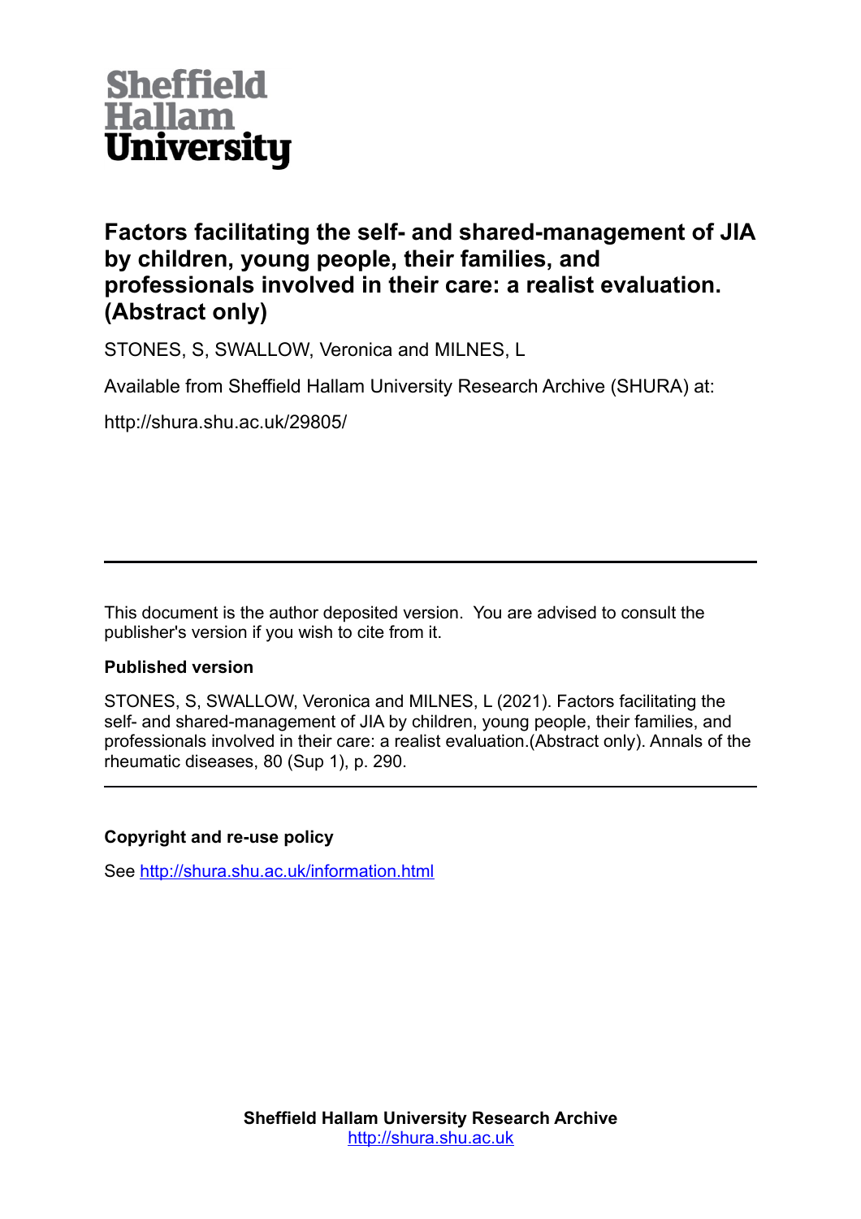Sheffield Hallam University

# Factors facilitating the self- and shared-management of JIA by children, young people, their families, and professionals involved in their care: a realist evaluation. (Abstract only)

STONES, S, SWALLOW, Veronica and MILNES, L

Available from Sheffield Hallam University Research Archive (SHURA) at:

http://shura.shu.ac.uk/29805/

---

This document is the author deposited version. You are advised to consult the publisher's version if you wish to cite from it.

### Published version

STONES, S, SWALLOW, Veronica and MILNES, L (2021). Factors facilitating the self- and shared-management of JIA by children, young people, their families, and professionals involved in their care: a realist evaluation.(Abstract only). Annals of the rheumatic diseases, 80 (Sup 1), p. 290.

---

### Copyright and re-use policy

See http://shura.shu.ac.uk/information.html

**Sheffield Hallam University Research Archive**
http://shura.shu.ac.uk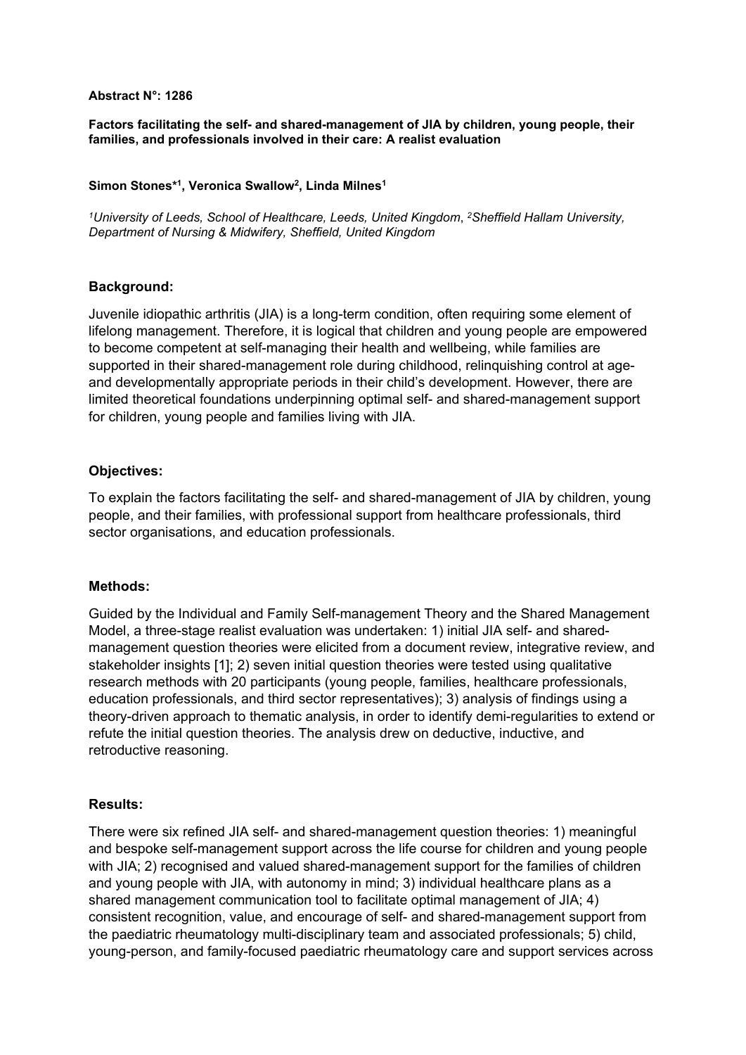**Abstract N°: 1286**

**Factors facilitating the self- and shared-management of JIA by children, young people, their families, and professionals involved in their care: A realist evaluation**

**Simon Stones*[1], Veronica Swallow[2], Linda Milnes[1]**

*[1]University of Leeds, School of Healthcare, Leeds, United Kingdom, [2]Sheffield Hallam University, Department of Nursing & Midwifery, Sheffield, United Kingdom*

## Background:

Juvenile idiopathic arthritis (JIA) is a long-term condition, often requiring some element of lifelong management. Therefore, it is logical that children and young people are empowered to become competent at self-managing their health and wellbeing, while families are supported in their shared-management role during childhood, relinquishing control at age- and developmentally appropriate periods in their child's development. However, there are limited theoretical foundations underpinning optimal self- and shared-management support for children, young people and families living with JIA.

## Objectives:

To explain the factors facilitating the self- and shared-management of JIA by children, young people, and their families, with professional support from healthcare professionals, third sector organisations, and education professionals.

## Methods:

Guided by the Individual and Family Self-management Theory and the Shared Management Model, a three-stage realist evaluation was undertaken: 1) initial JIA self- and shared-management question theories were elicited from a document review, integrative review, and stakeholder insights [1]; 2) seven initial question theories were tested using qualitative research methods with 20 participants (young people, families, healthcare professionals, education professionals, and third sector representatives); 3) analysis of findings using a theory-driven approach to thematic analysis, in order to identify demi-regularities to extend or refute the initial question theories. The analysis drew on deductive, inductive, and retroductive reasoning.

## Results:

There were six refined JIA self- and shared-management question theories: 1) meaningful and bespoke self-management support across the life course for children and young people with JIA; 2) recognised and valued shared-management support for the families of children and young people with JIA, with autonomy in mind; 3) individual healthcare plans as a shared management communication tool to facilitate optimal management of JIA; 4) consistent recognition, value, and encourage of self- and shared-management support from the paediatric rheumatology multi-disciplinary team and associated professionals; 5) child, young-person, and family-focused paediatric rheumatology care and support services across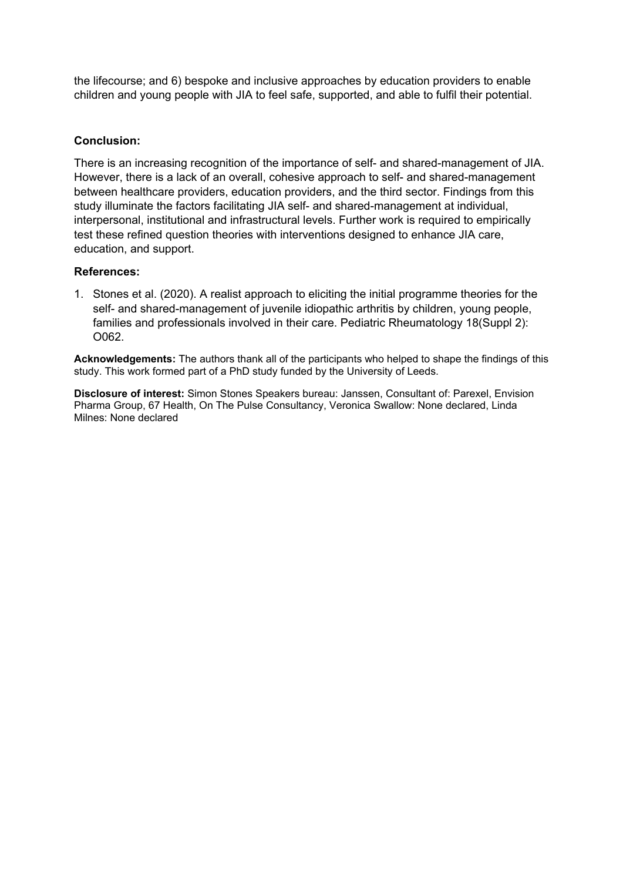the lifecourse; and 6) bespoke and inclusive approaches by education providers to enable children and young people with JIA to feel safe, supported, and able to fulfil their potential.

**Conclusion:**

There is an increasing recognition of the importance of self- and shared-management of JIA. However, there is a lack of an overall, cohesive approach to self- and shared-management between healthcare providers, education providers, and the third sector. Findings from this study illuminate the factors facilitating JIA self- and shared-management at individual, interpersonal, institutional and infrastructural levels. Further work is required to empirically test these refined question theories with interventions designed to enhance JIA care, education, and support.

**References:**

1. Stones et al. (2020). A realist approach to eliciting the initial programme theories for the self- and shared-management of juvenile idiopathic arthritis by children, young people, families and professionals involved in their care. Pediatric Rheumatology 18(Suppl 2): O062.

**Acknowledgements:** The authors thank all of the participants who helped to shape the findings of this study. This work formed part of a PhD study funded by the University of Leeds.

**Disclosure of interest:** Simon Stones Speakers bureau: Janssen, Consultant of: Parexel, Envision Pharma Group, 67 Health, On The Pulse Consultancy, Veronica Swallow: None declared, Linda Milnes: None declared